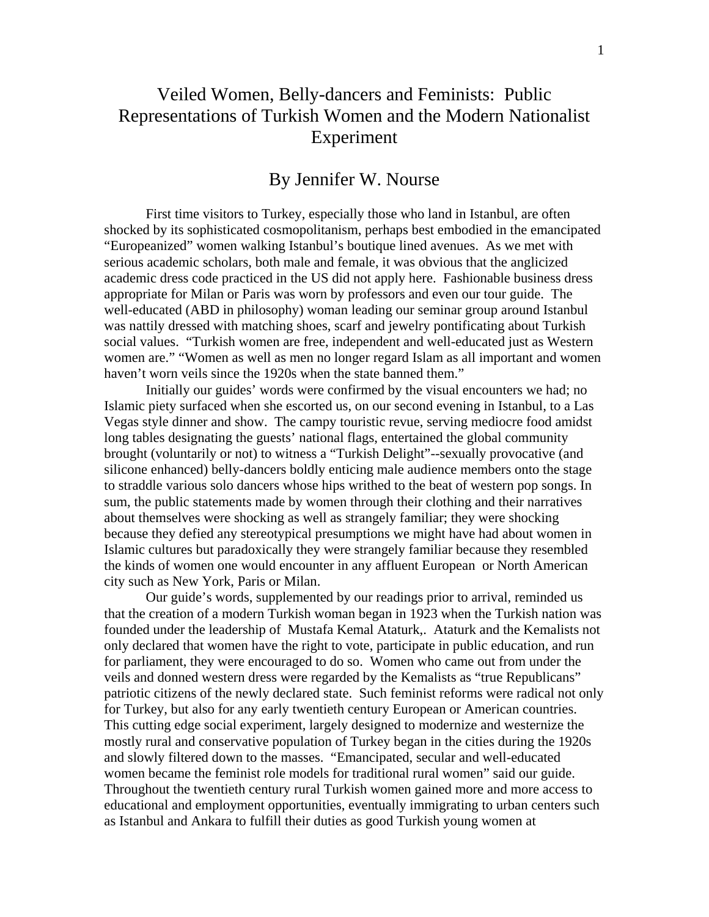# Veiled Women, Belly-dancers and Feminists: Public Representations of Turkish Women and the Modern Nationalist Experiment

## By Jennifer W. Nourse

First time visitors to Turkey, especially those who land in Istanbul, are often shocked by its sophisticated cosmopolitanism, perhaps best embodied in the emancipated "Europeanized" women walking Istanbul's boutique lined avenues. As we met with serious academic scholars, both male and female, it was obvious that the anglicized academic dress code practiced in the US did not apply here. Fashionable business dress appropriate for Milan or Paris was worn by professors and even our tour guide. The well-educated (ABD in philosophy) woman leading our seminar group around Istanbul was nattily dressed with matching shoes, scarf and jewelry pontificating about Turkish social values. "Turkish women are free, independent and well-educated just as Western women are." "Women as well as men no longer regard Islam as all important and women haven't worn veils since the 1920s when the state banned them."

Initially our guides' words were confirmed by the visual encounters we had; no Islamic piety surfaced when she escorted us, on our second evening in Istanbul, to a Las Vegas style dinner and show. The campy touristic revue, serving mediocre food amidst long tables designating the guests' national flags, entertained the global community brought (voluntarily or not) to witness a "Turkish Delight"--sexually provocative (and silicone enhanced) belly-dancers boldly enticing male audience members onto the stage to straddle various solo dancers whose hips writhed to the beat of western pop songs. In sum, the public statements made by women through their clothing and their narratives about themselves were shocking as well as strangely familiar; they were shocking because they defied any stereotypical presumptions we might have had about women in Islamic cultures but paradoxically they were strangely familiar because they resembled the kinds of women one would encounter in any affluent European or North American city such as New York, Paris or Milan.

Our guide's words, supplemented by our readings prior to arrival, reminded us that the creation of a modern Turkish woman began in 1923 when the Turkish nation was founded under the leadership of Mustafa Kemal Ataturk,. Ataturk and the Kemalists not only declared that women have the right to vote, participate in public education, and run for parliament, they were encouraged to do so. Women who came out from under the veils and donned western dress were regarded by the Kemalists as "true Republicans" patriotic citizens of the newly declared state. Such feminist reforms were radical not only for Turkey, but also for any early twentieth century European or American countries. This cutting edge social experiment, largely designed to modernize and westernize the mostly rural and conservative population of Turkey began in the cities during the 1920s and slowly filtered down to the masses. "Emancipated, secular and well-educated women became the feminist role models for traditional rural women" said our guide. Throughout the twentieth century rural Turkish women gained more and more access to educational and employment opportunities, eventually immigrating to urban centers such as Istanbul and Ankara to fulfill their duties as good Turkish young women at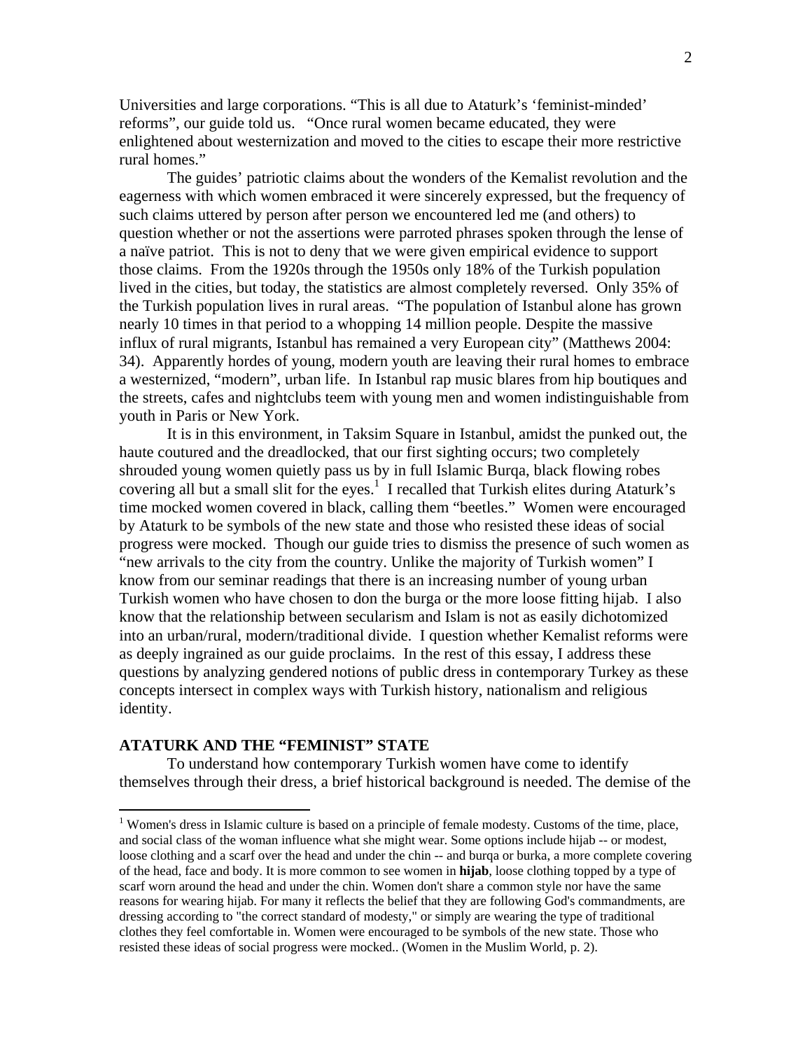Universities and large corporations. "This is all due to Ataturk's 'feminist-minded' reforms", our guide told us. "Once rural women became educated, they were enlightened about westernization and moved to the cities to escape their more restrictive rural homes."

The guides' patriotic claims about the wonders of the Kemalist revolution and the eagerness with which women embraced it were sincerely expressed, but the frequency of such claims uttered by person after person we encountered led me (and others) to question whether or not the assertions were parroted phrases spoken through the lense of a naïve patriot. This is not to deny that we were given empirical evidence to support those claims. From the 1920s through the 1950s only 18% of the Turkish population lived in the cities, but today, the statistics are almost completely reversed. Only 35% of the Turkish population lives in rural areas. "The population of Istanbul alone has grown nearly 10 times in that period to a whopping 14 million people. Despite the massive influx of rural migrants, Istanbul has remained a very European city" (Matthews 2004: 34). Apparently hordes of young, modern youth are leaving their rural homes to embrace a westernized, "modern", urban life. In Istanbul rap music blares from hip boutiques and the streets, cafes and nightclubs teem with young men and women indistinguishable from youth in Paris or New York.

It is in this environment, in Taksim Square in Istanbul, amidst the punked out, the haute coutured and the dreadlocked, that our first sighting occurs; two completely shrouded young women quietly pass us by in full Islamic Burqa, black flowing robes covering all but a small slit for the eyes.[1] I recalled that Turkish elites during Ataturk's time mocked women covered in black, calling them "beetles." Women were encouraged by Ataturk to be symbols of the new state and those who resisted these ideas of social progress were mocked. Though our guide tries to dismiss the presence of such women as "new arrivals to the city from the country. Unlike the majority of Turkish women" I know from our seminar readings that there is an increasing number of young urban Turkish women who have chosen to don the burqa or the more loose fitting hijab. I also know that the relationship between secularism and Islam is not as easily dichotomized into an urban/rural, modern/traditional divide. I question whether Kemalist reforms were as deeply ingrained as our guide proclaims. In the rest of this essay, I address these questions by analyzing gendered notions of public dress in contemporary Turkey as these concepts intersect in complex ways with Turkish history, nationalism and religious identity.

## ATATURK AND THE "FEMINIST" STATE

To understand how contemporary Turkish women have come to identify themselves through their dress, a brief historical background is needed. The demise of the

[1] Women's dress in Islamic culture is based on a principle of female modesty. Customs of the time, place, and social class of the woman influence what she might wear. Some options include hijab -- or modest, loose clothing and a scarf over the head and under the chin -- and burqa or burka, a more complete covering of the head, face and body. It is more common to see women in **hijab**, loose clothing topped by a type of scarf worn around the head and under the chin. Women don't share a common style nor have the same reasons for wearing hijab. For many it reflects the belief that they are following God's commandments, are dressing according to "the correct standard of modesty," or simply are wearing the type of traditional clothes they feel comfortable in. Women were encouraged to be symbols of the new state. Those who resisted these ideas of social progress were mocked.. (Women in the Muslim World, p. 2).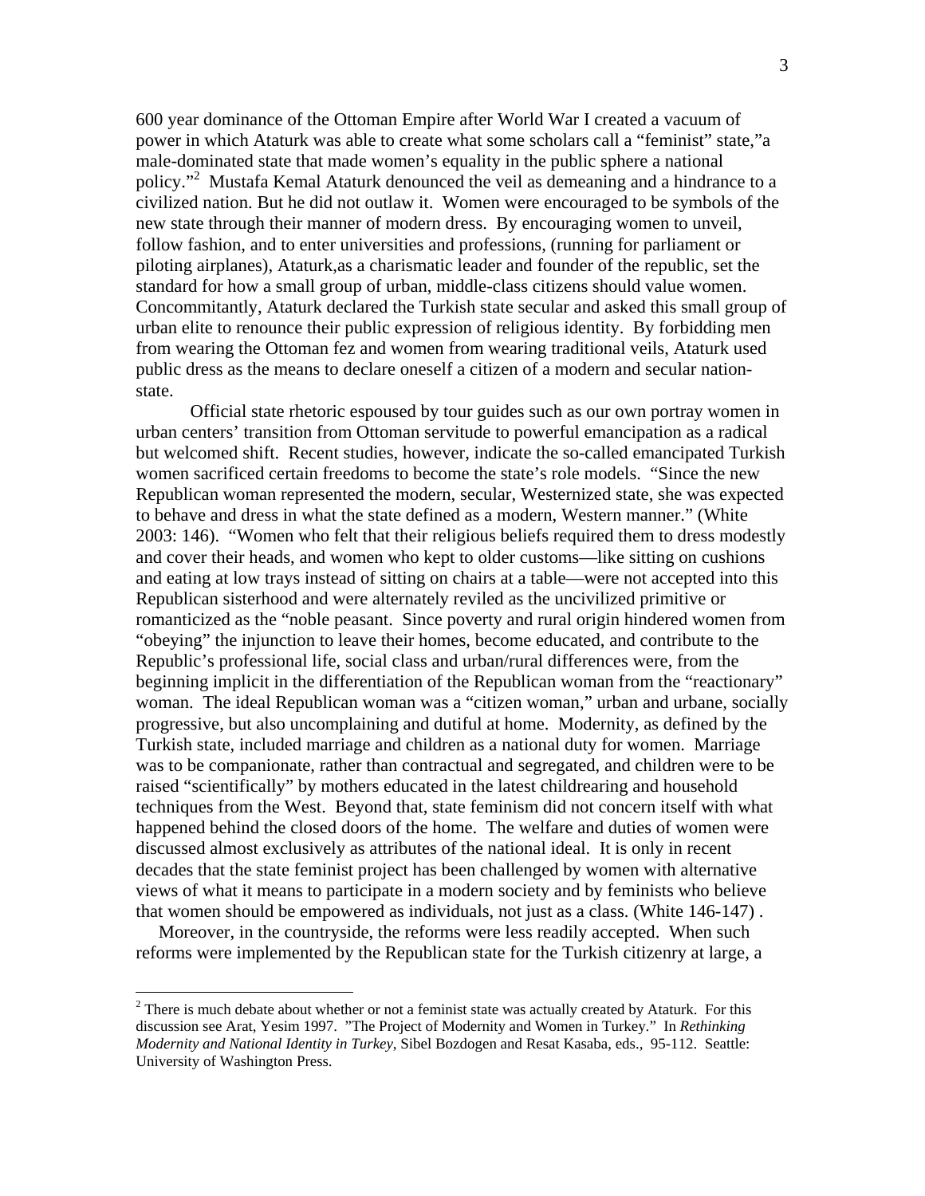600 year dominance of the Ottoman Empire after World War I created a vacuum of power in which Ataturk was able to create what some scholars call a "feminist" state,"a male-dominated state that made women's equality in the public sphere a national policy."[2] Mustafa Kemal Ataturk denounced the veil as demeaning and a hindrance to a civilized nation. But he did not outlaw it. Women were encouraged to be symbols of the new state through their manner of modern dress. By encouraging women to unveil, follow fashion, and to enter universities and professions, (running for parliament or piloting airplanes), Ataturk,as a charismatic leader and founder of the republic, set the standard for how a small group of urban, middle-class citizens should value women. Concommitantly, Ataturk declared the Turkish state secular and asked this small group of urban elite to renounce their public expression of religious identity. By forbidding men from wearing the Ottoman fez and women from wearing traditional veils, Ataturk used public dress as the means to declare oneself a citizen of a modern and secular nation-state.

Official state rhetoric espoused by tour guides such as our own portray women in urban centers' transition from Ottoman servitude to powerful emancipation as a radical but welcomed shift. Recent studies, however, indicate the so-called emancipated Turkish women sacrificed certain freedoms to become the state's role models. "Since the new Republican woman represented the modern, secular, Westernized state, she was expected to behave and dress in what the state defined as a modern, Western manner." (White 2003: 146). "Women who felt that their religious beliefs required them to dress modestly and cover their heads, and women who kept to older customs—like sitting on cushions and eating at low trays instead of sitting on chairs at a table—were not accepted into this Republican sisterhood and were alternately reviled as the uncivilized primitive or romanticized as the "noble peasant. Since poverty and rural origin hindered women from "obeying" the injunction to leave their homes, become educated, and contribute to the Republic's professional life, social class and urban/rural differences were, from the beginning implicit in the differentiation of the Republican woman from the "reactionary" woman. The ideal Republican woman was a "citizen woman," urban and urbane, socially progressive, but also uncomplaining and dutiful at home. Modernity, as defined by the Turkish state, included marriage and children as a national duty for women. Marriage was to be companionate, rather than contractual and segregated, and children were to be raised "scientifically" by mothers educated in the latest childrearing and household techniques from the West. Beyond that, state feminism did not concern itself with what happened behind the closed doors of the home. The welfare and duties of women were discussed almost exclusively as attributes of the national ideal. It is only in recent decades that the state feminist project has been challenged by women with alternative views of what it means to participate in a modern society and by feminists who believe that women should be empowered as individuals, not just as a class. (White 146-147) .

Moreover, in the countryside, the reforms were less readily accepted. When such reforms were implemented by the Republican state for the Turkish citizenry at large, a

---

[2] There is much debate about whether or not a feminist state was actually created by Ataturk. For this discussion see Arat, Yesim 1997. "The Project of Modernity and Women in Turkey." In *Rethinking Modernity and National Identity in Turkey*, Sibel Bozdogen and Resat Kasaba, eds., 95-112. Seattle: University of Washington Press.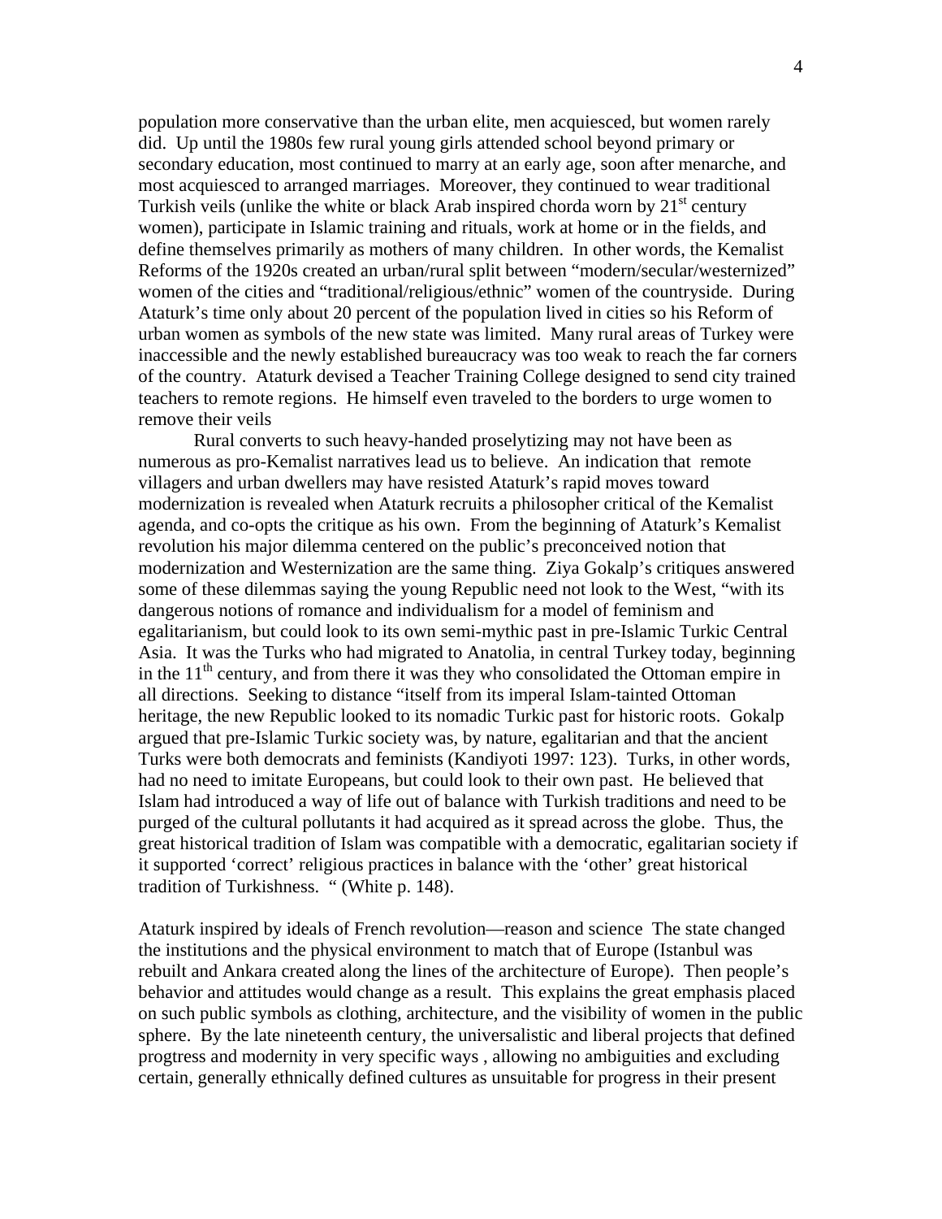population more conservative than the urban elite, men acquiesced, but women rarely did. Up until the 1980s few rural young girls attended school beyond primary or secondary education, most continued to marry at an early age, soon after menarche, and most acquiesced to arranged marriages. Moreover, they continued to wear traditional Turkish veils (unlike the white or black Arab inspired chorda worn by 21st century women), participate in Islamic training and rituals, work at home or in the fields, and define themselves primarily as mothers of many children. In other words, the Kemalist Reforms of the 1920s created an urban/rural split between "modern/secular/westernized" women of the cities and "traditional/religious/ethnic" women of the countryside. During Ataturk's time only about 20 percent of the population lived in cities so his Reform of urban women as symbols of the new state was limited. Many rural areas of Turkey were inaccessible and the newly established bureaucracy was too weak to reach the far corners of the country. Ataturk devised a Teacher Training College designed to send city trained teachers to remote regions. He himself even traveled to the borders to urge women to remove their veils

Rural converts to such heavy-handed proselytizing may not have been as numerous as pro-Kemalist narratives lead us to believe. An indication that remote villagers and urban dwellers may have resisted Ataturk's rapid moves toward modernization is revealed when Ataturk recruits a philosopher critical of the Kemalist agenda, and co-opts the critique as his own. From the beginning of Ataturk's Kemalist revolution his major dilemma centered on the public's preconceived notion that modernization and Westernization are the same thing. Ziya Gokalp's critiques answered some of these dilemmas saying the young Republic need not look to the West, "with its dangerous notions of romance and individualism for a model of feminism and egalitarianism, but could look to its own semi-mythic past in pre-Islamic Turkic Central Asia. It was the Turks who had migrated to Anatolia, in central Turkey today, beginning in the 11th century, and from there it was they who consolidated the Ottoman empire in all directions. Seeking to distance "itself from its imperal Islam-tainted Ottoman heritage, the new Republic looked to its nomadic Turkic past for historic roots. Gokalp argued that pre-Islamic Turkic society was, by nature, egalitarian and that the ancient Turks were both democrats and feminists (Kandiyoti 1997: 123). Turks, in other words, had no need to imitate Europeans, but could look to their own past. He believed that Islam had introduced a way of life out of balance with Turkish traditions and need to be purged of the cultural pollutants it had acquired as it spread across the globe. Thus, the great historical tradition of Islam was compatible with a democratic, egalitarian society if it supported 'correct' religious practices in balance with the 'other' great historical tradition of Turkishness. " (White p. 148).

Ataturk inspired by ideals of French revolution—reason and science The state changed the institutions and the physical environment to match that of Europe (Istanbul was rebuilt and Ankara created along the lines of the architecture of Europe). Then people's behavior and attitudes would change as a result. This explains the great emphasis placed on such public symbols as clothing, architecture, and the visibility of women in the public sphere. By the late nineteenth century, the universalistic and liberal projects that defined progtress and modernity in very specific ways , allowing no ambiguities and excluding certain, generally ethnically defined cultures as unsuitable for progress in their present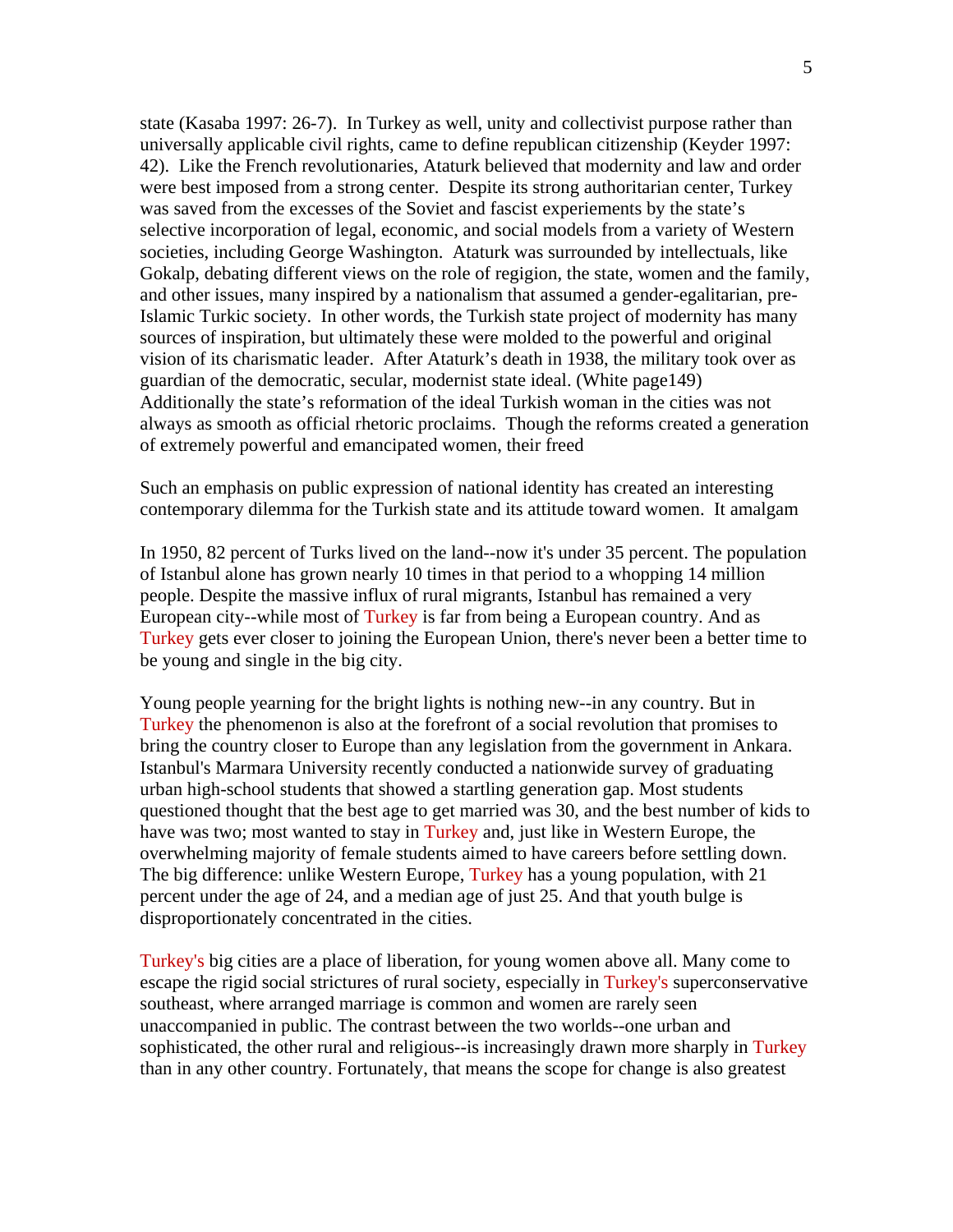state (Kasaba 1997: 26-7). In Turkey as well, unity and collectivist purpose rather than universally applicable civil rights, came to define republican citizenship (Keyder 1997: 42). Like the French revolutionaries, Ataturk believed that modernity and law and order were best imposed from a strong center. Despite its strong authoritarian center, Turkey was saved from the excesses of the Soviet and fascist experiements by the state's selective incorporation of legal, economic, and social models from a variety of Western societies, including George Washington. Ataturk was surrounded by intellectuals, like Gokalp, debating different views on the role of regigion, the state, women and the family, and other issues, many inspired by a nationalism that assumed a gender-egalitarian, pre-Islamic Turkic society. In other words, the Turkish state project of modernity has many sources of inspiration, but ultimately these were molded to the powerful and original vision of its charismatic leader. After Ataturk's death in 1938, the military took over as guardian of the democratic, secular, modernist state ideal. (White page149) Additionally the state's reformation of the ideal Turkish woman in the cities was not always as smooth as official rhetoric proclaims. Though the reforms created a generation of extremely powerful and emancipated women, their freed

Such an emphasis on public expression of national identity has created an interesting contemporary dilemma for the Turkish state and its attitude toward women. It amalgam

In 1950, 82 percent of Turks lived on the land--now it's under 35 percent. The population of Istanbul alone has grown nearly 10 times in that period to a whopping 14 million people. Despite the massive influx of rural migrants, Istanbul has remained a very European city--while most of Turkey is far from being a European country. And as Turkey gets ever closer to joining the European Union, there's never been a better time to be young and single in the big city.

Young people yearning for the bright lights is nothing new--in any country. But in Turkey the phenomenon is also at the forefront of a social revolution that promises to bring the country closer to Europe than any legislation from the government in Ankara. Istanbul's Marmara University recently conducted a nationwide survey of graduating urban high-school students that showed a startling generation gap. Most students questioned thought that the best age to get married was 30, and the best number of kids to have was two; most wanted to stay in Turkey and, just like in Western Europe, the overwhelming majority of female students aimed to have careers before settling down. The big difference: unlike Western Europe, Turkey has a young population, with 21 percent under the age of 24, and a median age of just 25. And that youth bulge is disproportionately concentrated in the cities.

Turkey's big cities are a place of liberation, for young women above all. Many come to escape the rigid social strictures of rural society, especially in Turkey's superconservative southeast, where arranged marriage is common and women are rarely seen unaccompanied in public. The contrast between the two worlds--one urban and sophisticated, the other rural and religious--is increasingly drawn more sharply in Turkey than in any other country. Fortunately, that means the scope for change is also greatest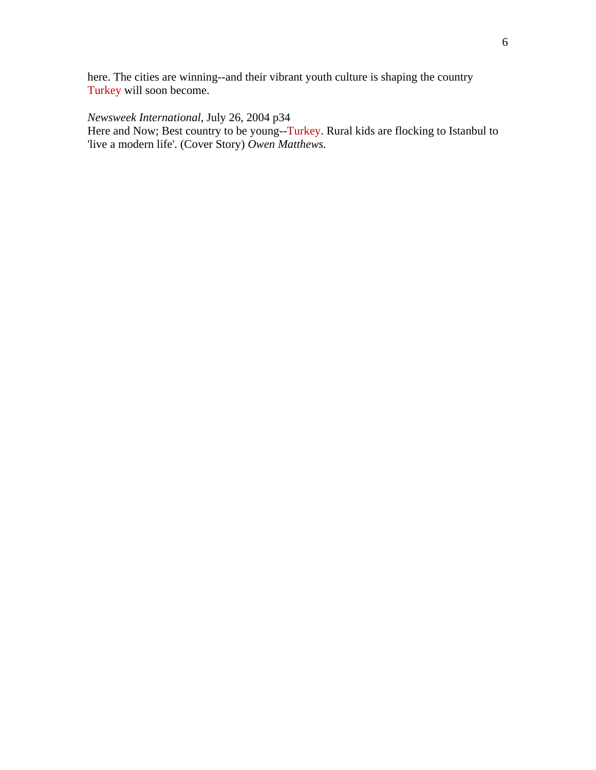here. The cities are winning--and their vibrant youth culture is shaping the country Turkey will soon become.

*Newsweek International*, July 26, 2004 p34
Here and Now; Best country to be young--Turkey. Rural kids are flocking to Istanbul to 'live a modern life'. (Cover Story) *Owen Matthews.*